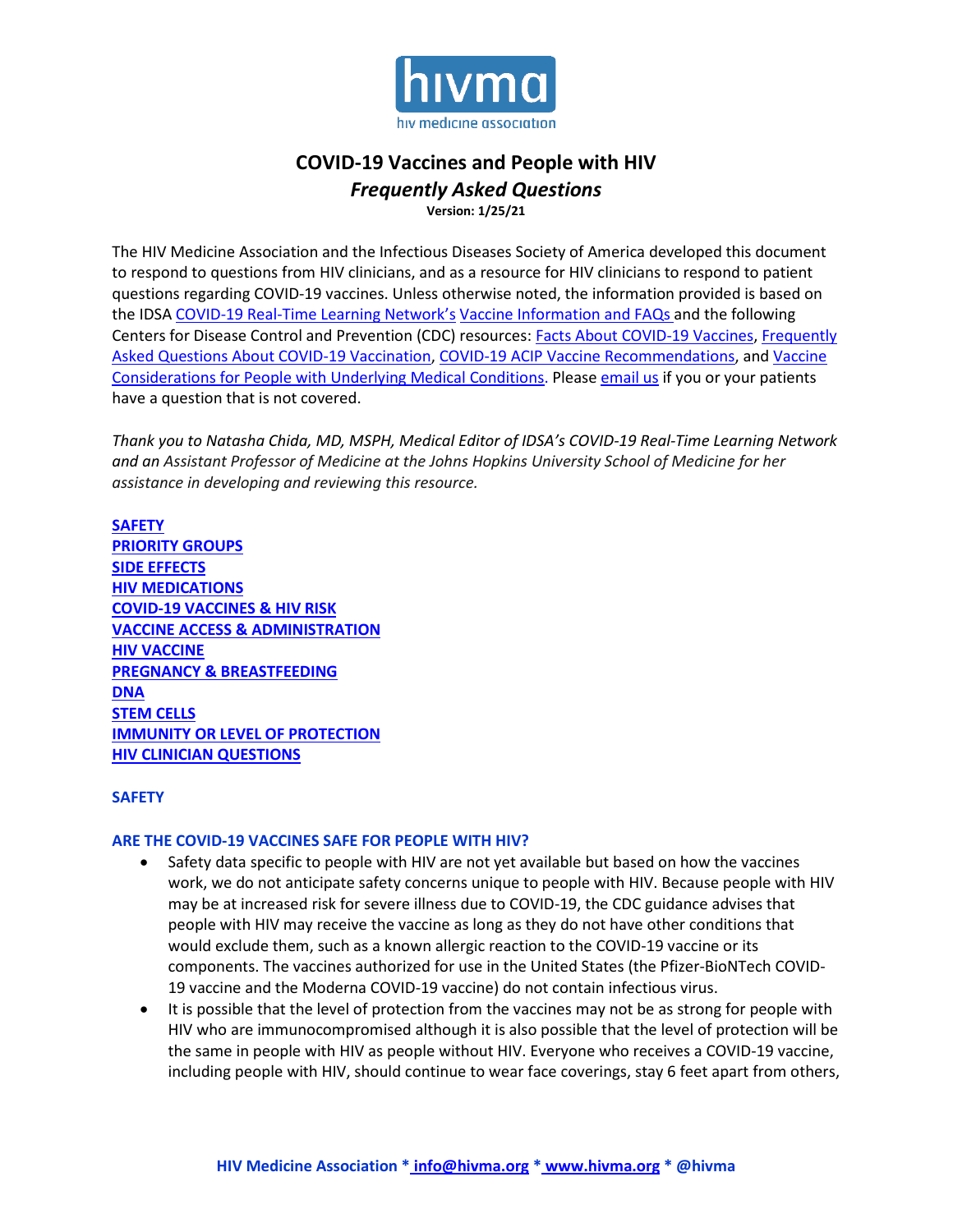# COVID-19 Vaccines and People with HIV

## *Frequently Asked Questions*

**Version: 1/25/21**

The HIV Medicine Association and the Infectious Diseases Society of America developed this document to respond to questions from HIV clinicians, and as a resource for HIV clinicians to respond to patient questions regarding COVID-19 vaccines. Unless otherwise noted, the information provided is based on the IDSA COVID-19 Real-Time Learning Network's Vaccine Information and FAQs and the following Centers for Disease Control and Prevention (CDC) resources: Facts About COVID-19 Vaccines, Frequently Asked Questions About COVID-19 Vaccination, COVID-19 ACIP Vaccine Recommendations, and Vaccine Considerations for People with Underlying Medical Conditions. Please email us if you or your patients have a question that is not covered.

*Thank you to Natasha Chida, MD, MSPH, Medical Editor of IDSA's COVID-19 Real-Time Learning Network and an Assistant Professor of Medicine at the Johns Hopkins University School of Medicine for her assistance in developing and reviewing this resource.*

**SAFETY**
**PRIORITY GROUPS**
**SIDE EFFECTS**
**HIV MEDICATIONS**
**COVID-19 VACCINES & HIV RISK**
**VACCINE ACCESS & ADMINISTRATION**
**HIV VACCINE**
**PREGNANCY & BREASTFEEDING**
**DNA**
**STEM CELLS**
**IMMUNITY OR LEVEL OF PROTECTION**
**HIV CLINICIAN QUESTIONS**

## SAFETY

### ARE THE COVID-19 VACCINES SAFE FOR PEOPLE WITH HIV?

- Safety data specific to people with HIV are not yet available but based on how the vaccines work, we do not anticipate safety concerns unique to people with HIV. Because people with HIV may be at increased risk for severe illness due to COVID-19, the CDC guidance advises that people with HIV may receive the vaccine as long as they do not have other conditions that would exclude them, such as a known allergic reaction to the COVID-19 vaccine or its components. The vaccines authorized for use in the United States (the Pfizer-BioNTech COVID-19 vaccine and the Moderna COVID-19 vaccine) do not contain infectious virus.
- It is possible that the level of protection from the vaccines may not be as strong for people with HIV who are immunocompromised although it is also possible that the level of protection will be the same in people with HIV as people without HIV. Everyone who receives a COVID-19 vaccine, including people with HIV, should continue to wear face coverings, stay 6 feet apart from others,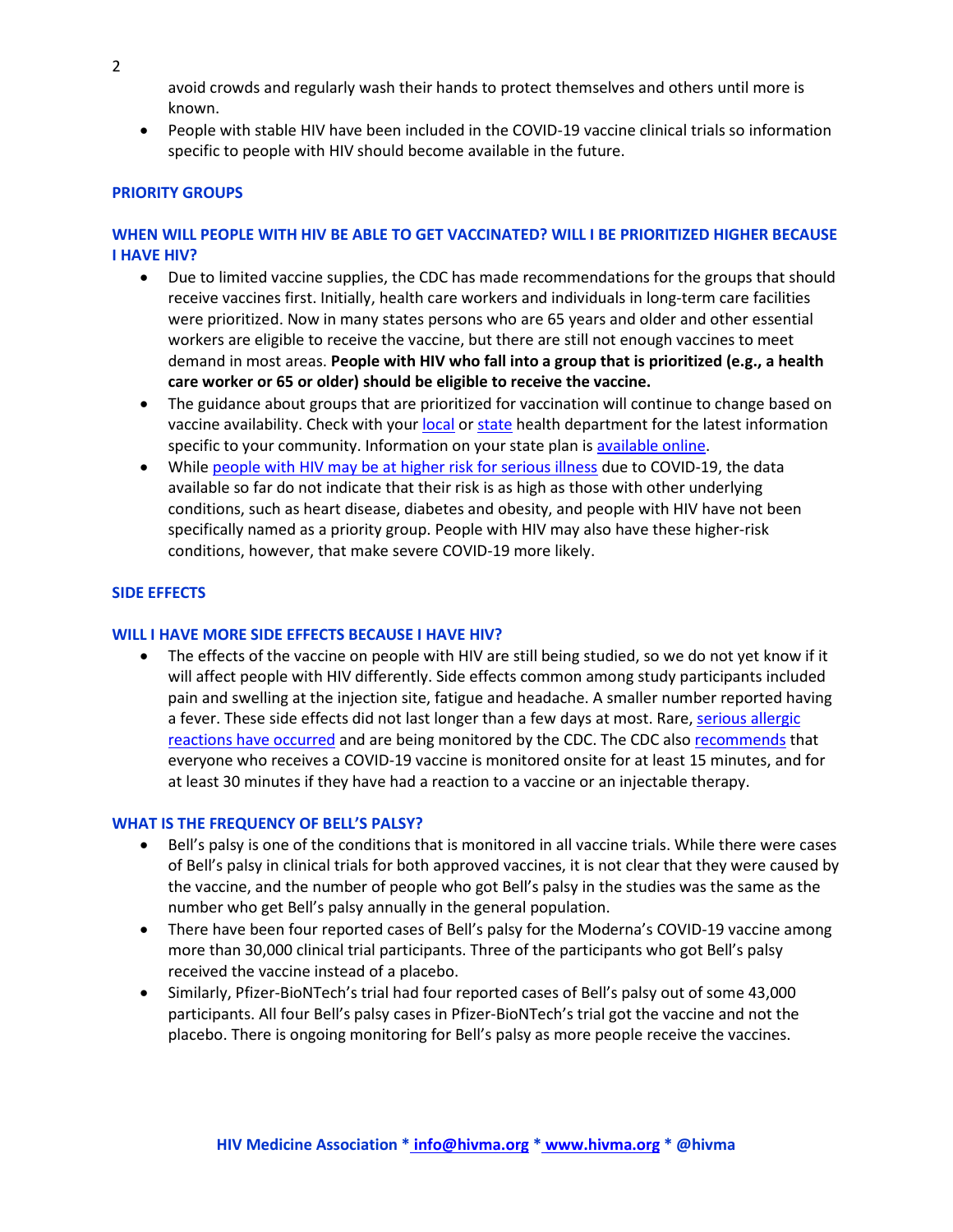avoid crowds and regularly wash their hands to protect themselves and others until more is known.

- People with stable HIV have been included in the COVID-19 vaccine clinical trials so information specific to people with HIV should become available in the future.

## PRIORITY GROUPS

### WHEN WILL PEOPLE WITH HIV BE ABLE TO GET VACCINATED? WILL I BE PRIORITIZED HIGHER BECAUSE I HAVE HIV?

- Due to limited vaccine supplies, the CDC has made recommendations for the groups that should receive vaccines first. Initially, health care workers and individuals in long-term care facilities were prioritized. Now in many states persons who are 65 years and older and other essential workers are eligible to receive the vaccine, but there are still not enough vaccines to meet demand in most areas. **People with HIV who fall into a group that is prioritized (e.g., a health care worker or 65 or older) should be eligible to receive the vaccine.**
- The guidance about groups that are prioritized for vaccination will continue to change based on vaccine availability. Check with your local or state health department for the latest information specific to your community. Information on your state plan is available online.
- While people with HIV may be at higher risk for serious illness due to COVID-19, the data available so far do not indicate that their risk is as high as those with other underlying conditions, such as heart disease, diabetes and obesity, and people with HIV have not been specifically named as a priority group. People with HIV may also have these higher-risk conditions, however, that make severe COVID-19 more likely.

## SIDE EFFECTS

### WILL I HAVE MORE SIDE EFFECTS BECAUSE I HAVE HIV?

- The effects of the vaccine on people with HIV are still being studied, so we do not yet know if it will affect people with HIV differently. Side effects common among study participants included pain and swelling at the injection site, fatigue and headache. A smaller number reported having a fever. These side effects did not last longer than a few days at most. Rare, serious allergic reactions have occurred and are being monitored by the CDC. The CDC also recommends that everyone who receives a COVID-19 vaccine is monitored onsite for at least 15 minutes, and for at least 30 minutes if they have had a reaction to a vaccine or an injectable therapy.

### WHAT IS THE FREQUENCY OF BELL'S PALSY?

- Bell's palsy is one of the conditions that is monitored in all vaccine trials. While there were cases of Bell's palsy in clinical trials for both approved vaccines, it is not clear that they were caused by the vaccine, and the number of people who got Bell's palsy in the studies was the same as the number who get Bell's palsy annually in the general population.
- There have been four reported cases of Bell's palsy for the Moderna's COVID-19 vaccine among more than 30,000 clinical trial participants. Three of the participants who got Bell's palsy received the vaccine instead of a placebo.
- Similarly, Pfizer-BioNTech's trial had four reported cases of Bell's palsy out of some 43,000 participants. All four Bell's palsy cases in Pfizer-BioNTech's trial got the vaccine and not the placebo. There is ongoing monitoring for Bell's palsy as more people receive the vaccines.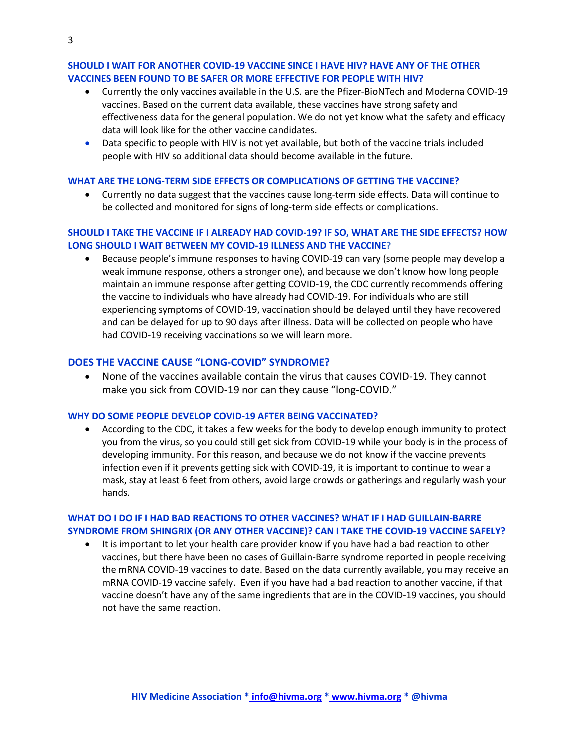### SHOULD I WAIT FOR ANOTHER COVID-19 VACCINE SINCE I HAVE HIV? HAVE ANY OF THE OTHER VACCINES BEEN FOUND TO BE SAFER OR MORE EFFECTIVE FOR PEOPLE WITH HIV?

- Currently the only vaccines available in the U.S. are the Pfizer-BioNTech and Moderna COVID-19 vaccines. Based on the current data available, these vaccines have strong safety and effectiveness data for the general population. We do not yet know what the safety and efficacy data will look like for the other vaccine candidates.
- Data specific to people with HIV is not yet available, but both of the vaccine trials included people with HIV so additional data should become available in the future.

### WHAT ARE THE LONG-TERM SIDE EFFECTS OR COMPLICATIONS OF GETTING THE VACCINE?

- Currently no data suggest that the vaccines cause long-term side effects. Data will continue to be collected and monitored for signs of long-term side effects or complications.

### SHOULD I TAKE THE VACCINE IF I ALREADY HAD COVID-19? IF SO, WHAT ARE THE SIDE EFFECTS? HOW LONG SHOULD I WAIT BETWEEN MY COVID-19 ILLNESS AND THE VACCINE?

- Because people's immune responses to having COVID-19 can vary (some people may develop a weak immune response, others a stronger one), and because we don't know how long people maintain an immune response after getting COVID-19, the CDC currently recommends offering the vaccine to individuals who have already had COVID-19. For individuals who are still experiencing symptoms of COVID-19, vaccination should be delayed until they have recovered and can be delayed for up to 90 days after illness. Data will be collected on people who have had COVID-19 receiving vaccinations so we will learn more.

### DOES THE VACCINE CAUSE "LONG-COVID" SYNDROME?

- None of the vaccines available contain the virus that causes COVID-19. They cannot make you sick from COVID-19 nor can they cause "long-COVID."

### WHY DO SOME PEOPLE DEVELOP COVID-19 AFTER BEING VACCINATED?

- According to the CDC, it takes a few weeks for the body to develop enough immunity to protect you from the virus, so you could still get sick from COVID-19 while your body is in the process of developing immunity. For this reason, and because we do not know if the vaccine prevents infection even if it prevents getting sick with COVID-19, it is important to continue to wear a mask, stay at least 6 feet from others, avoid large crowds or gatherings and regularly wash your hands.

### WHAT DO I DO IF I HAD BAD REACTIONS TO OTHER VACCINES? WHAT IF I HAD GUILLAIN-BARRE SYNDROME FROM SHINGRIX (OR ANY OTHER VACCINE)? CAN I TAKE THE COVID-19 VACCINE SAFELY?

- It is important to let your health care provider know if you have had a bad reaction to other vaccines, but there have been no cases of Guillain-Barre syndrome reported in people receiving the mRNA COVID-19 vaccines to date. Based on the data currently available, you may receive an mRNA COVID-19 vaccine safely. Even if you have had a bad reaction to another vaccine, if that vaccine doesn't have any of the same ingredients that are in the COVID-19 vaccines, you should not have the same reaction.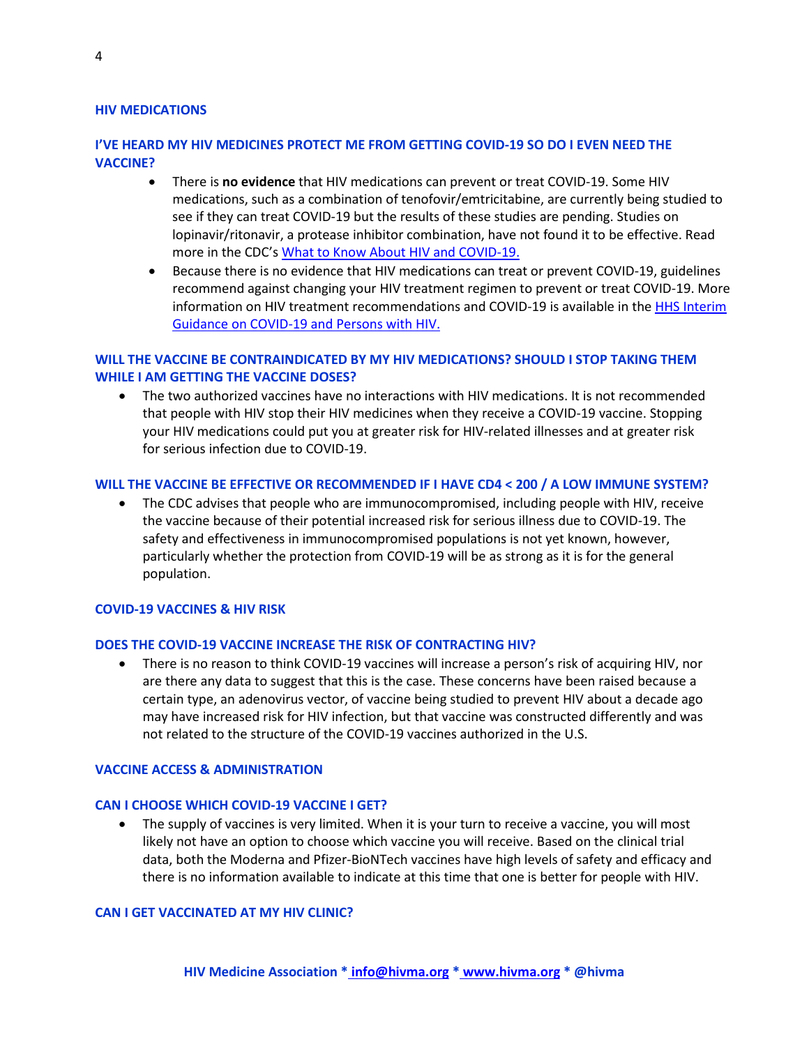## HIV MEDICATIONS

### I'VE HEARD MY HIV MEDICINES PROTECT ME FROM GETTING COVID-19 SO DO I EVEN NEED THE VACCINE?

- There is **no evidence** that HIV medications can prevent or treat COVID-19. Some HIV medications, such as a combination of tenofovir/emtricitabine, are currently being studied to see if they can treat COVID-19 but the results of these studies are pending. Studies on lopinavir/ritonavir, a protease inhibitor combination, have not found it to be effective. Read more in the CDC's [What to Know About HIV and COVID-19.]()
- Because there is no evidence that HIV medications can treat or prevent COVID-19, guidelines recommend against changing your HIV treatment regimen to prevent or treat COVID-19. More information on HIV treatment recommendations and COVID-19 is available in the [HHS Interim Guidance on COVID-19 and Persons with HIV.]()

### WILL THE VACCINE BE CONTRAINDICATED BY MY HIV MEDICATIONS? SHOULD I STOP TAKING THEM WHILE I AM GETTING THE VACCINE DOSES?

- The two authorized vaccines have no interactions with HIV medications. It is not recommended that people with HIV stop their HIV medicines when they receive a COVID-19 vaccine. Stopping your HIV medications could put you at greater risk for HIV-related illnesses and at greater risk for serious infection due to COVID-19.

### WILL THE VACCINE BE EFFECTIVE OR RECOMMENDED IF I HAVE CD4 < 200 / A LOW IMMUNE SYSTEM?

- The CDC advises that people who are immunocompromised, including people with HIV, receive the vaccine because of their potential increased risk for serious illness due to COVID-19. The safety and effectiveness in immunocompromised populations is not yet known, however, particularly whether the protection from COVID-19 will be as strong as it is for the general population.

## COVID-19 VACCINES & HIV RISK

### DOES THE COVID-19 VACCINE INCREASE THE RISK OF CONTRACTING HIV?

- There is no reason to think COVID-19 vaccines will increase a person's risk of acquiring HIV, nor are there any data to suggest that this is the case. These concerns have been raised because a certain type, an adenovirus vector, of vaccine being studied to prevent HIV about a decade ago may have increased risk for HIV infection, but that vaccine was constructed differently and was not related to the structure of the COVID-19 vaccines authorized in the U.S.

## VACCINE ACCESS & ADMINISTRATION

### CAN I CHOOSE WHICH COVID-19 VACCINE I GET?

- The supply of vaccines is very limited. When it is your turn to receive a vaccine, you will most likely not have an option to choose which vaccine you will receive. Based on the clinical trial data, both the Moderna and Pfizer-BioNTech vaccines have high levels of safety and efficacy and there is no information available to indicate at this time that one is better for people with HIV.

### CAN I GET VACCINATED AT MY HIV CLINIC?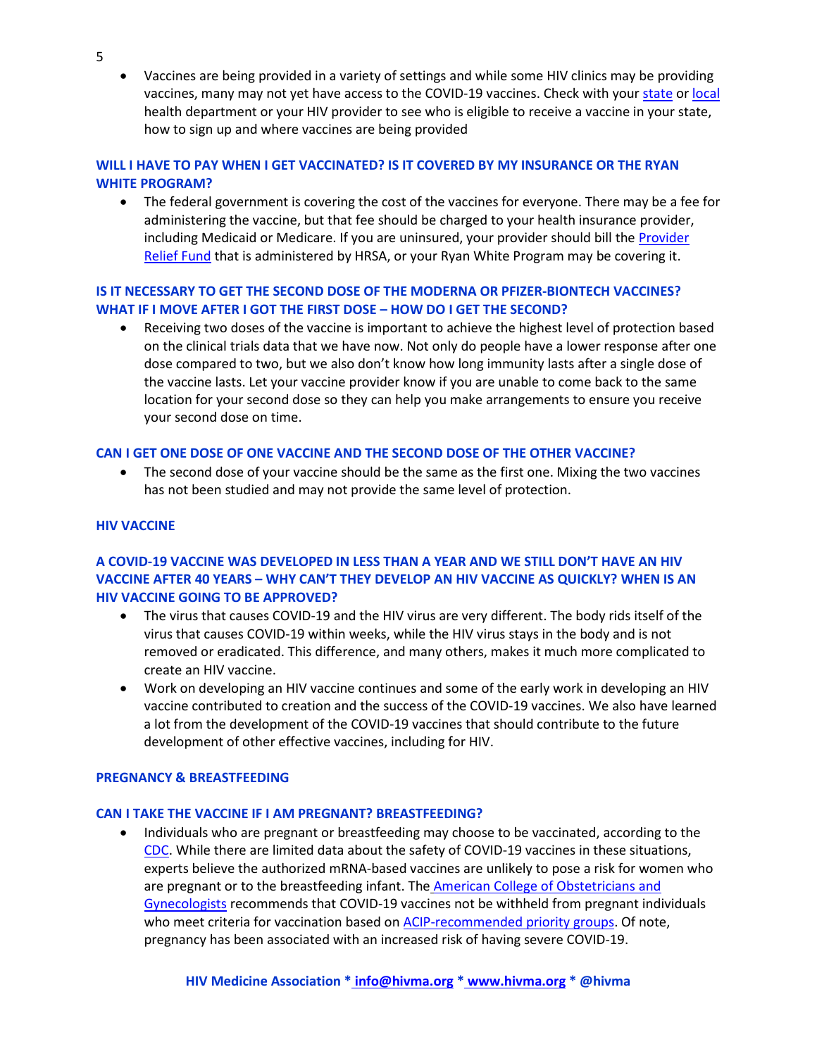- Vaccines are being provided in a variety of settings and while some HIV clinics may be providing vaccines, many may not yet have access to the COVID-19 vaccines. Check with your state or local health department or your HIV provider to see who is eligible to receive a vaccine in your state, how to sign up and where vaccines are being provided

### WILL I HAVE TO PAY WHEN I GET VACCINATED? IS IT COVERED BY MY INSURANCE OR THE RYAN WHITE PROGRAM?

- The federal government is covering the cost of the vaccines for everyone. There may be a fee for administering the vaccine, but that fee should be charged to your health insurance provider, including Medicaid or Medicare. If you are uninsured, your provider should bill the Provider Relief Fund that is administered by HRSA, or your Ryan White Program may be covering it.

### IS IT NECESSARY TO GET THE SECOND DOSE OF THE MODERNA OR PFIZER-BIONTECH VACCINES? WHAT IF I MOVE AFTER I GOT THE FIRST DOSE – HOW DO I GET THE SECOND?

- Receiving two doses of the vaccine is important to achieve the highest level of protection based on the clinical trials data that we have now. Not only do people have a lower response after one dose compared to two, but we also don't know how long immunity lasts after a single dose of the vaccine lasts. Let your vaccine provider know if you are unable to come back to the same location for your second dose so they can help you make arrangements to ensure you receive your second dose on time.

### CAN I GET ONE DOSE OF ONE VACCINE AND THE SECOND DOSE OF THE OTHER VACCINE?

- The second dose of your vaccine should be the same as the first one. Mixing the two vaccines has not been studied and may not provide the same level of protection.

## HIV VACCINE

### A COVID-19 VACCINE WAS DEVELOPED IN LESS THAN A YEAR AND WE STILL DON'T HAVE AN HIV VACCINE AFTER 40 YEARS – WHY CAN'T THEY DEVELOP AN HIV VACCINE AS QUICKLY? WHEN IS AN HIV VACCINE GOING TO BE APPROVED?

- The virus that causes COVID-19 and the HIV virus are very different. The body rids itself of the virus that causes COVID-19 within weeks, while the HIV virus stays in the body and is not removed or eradicated. This difference, and many others, makes it much more complicated to create an HIV vaccine.
- Work on developing an HIV vaccine continues and some of the early work in developing an HIV vaccine contributed to creation and the success of the COVID-19 vaccines. We also have learned a lot from the development of the COVID-19 vaccines that should contribute to the future development of other effective vaccines, including for HIV.

## PREGNANCY & BREASTFEEDING

### CAN I TAKE THE VACCINE IF I AM PREGNANT? BREASTFEEDING?

- Individuals who are pregnant or breastfeeding may choose to be vaccinated, according to the CDC. While there are limited data about the safety of COVID-19 vaccines in these situations, experts believe the authorized mRNA-based vaccines are unlikely to pose a risk for women who are pregnant or to the breastfeeding infant. The American College of Obstetricians and Gynecologists recommends that COVID-19 vaccines not be withheld from pregnant individuals who meet criteria for vaccination based on ACIP-recommended priority groups. Of note, pregnancy has been associated with an increased risk of having severe COVID-19.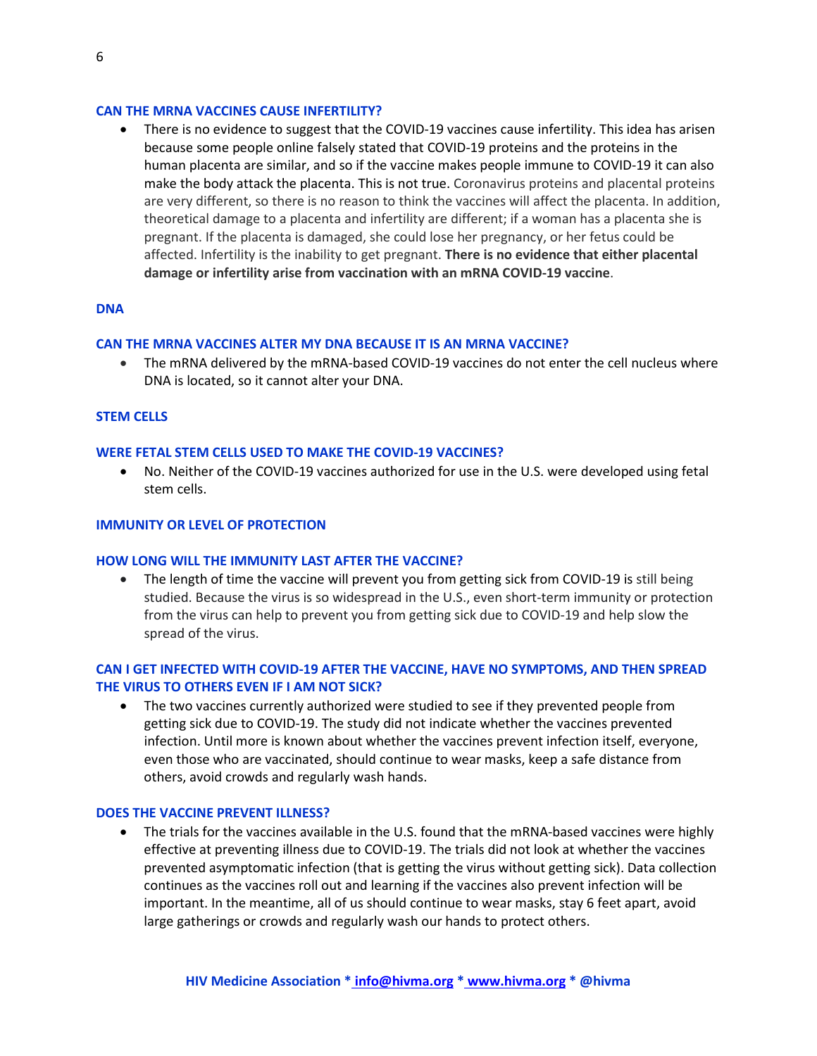### CAN THE MRNA VACCINES CAUSE INFERTILITY?

- There is no evidence to suggest that the COVID-19 vaccines cause infertility. This idea has arisen because some people online falsely stated that COVID-19 proteins and the proteins in the human placenta are similar, and so if the vaccine makes people immune to COVID-19 it can also make the body attack the placenta. This is not true. Coronavirus proteins and placental proteins are very different, so there is no reason to think the vaccines will affect the placenta. In addition, theoretical damage to a placenta and infertility are different; if a woman has a placenta she is pregnant. If the placenta is damaged, she could lose her pregnancy, or her fetus could be affected. Infertility is the inability to get pregnant. **There is no evidence that either placental damage or infertility arise from vaccination with an mRNA COVID-19 vaccine**.

## DNA

### CAN THE MRNA VACCINES ALTER MY DNA BECAUSE IT IS AN MRNA VACCINE?

- The mRNA delivered by the mRNA-based COVID-19 vaccines do not enter the cell nucleus where DNA is located, so it cannot alter your DNA.

## STEM CELLS

### WERE FETAL STEM CELLS USED TO MAKE THE COVID-19 VACCINES?

- No. Neither of the COVID-19 vaccines authorized for use in the U.S. were developed using fetal stem cells.

## IMMUNITY OR LEVEL OF PROTECTION

### HOW LONG WILL THE IMMUNITY LAST AFTER THE VACCINE?

- The length of time the vaccine will prevent you from getting sick from COVID-19 is still being studied. Because the virus is so widespread in the U.S., even short-term immunity or protection from the virus can help to prevent you from getting sick due to COVID-19 and help slow the spread of the virus.

### CAN I GET INFECTED WITH COVID-19 AFTER THE VACCINE, HAVE NO SYMPTOMS, AND THEN SPREAD THE VIRUS TO OTHERS EVEN IF I AM NOT SICK?

- The two vaccines currently authorized were studied to see if they prevented people from getting sick due to COVID-19. The study did not indicate whether the vaccines prevented infection. Until more is known about whether the vaccines prevent infection itself, everyone, even those who are vaccinated, should continue to wear masks, keep a safe distance from others, avoid crowds and regularly wash hands.

### DOES THE VACCINE PREVENT ILLNESS?

- The trials for the vaccines available in the U.S. found that the mRNA-based vaccines were highly effective at preventing illness due to COVID-19. The trials did not look at whether the vaccines prevented asymptomatic infection (that is getting the virus without getting sick). Data collection continues as the vaccines roll out and learning if the vaccines also prevent infection will be important. In the meantime, all of us should continue to wear masks, stay 6 feet apart, avoid large gatherings or crowds and regularly wash our hands to protect others.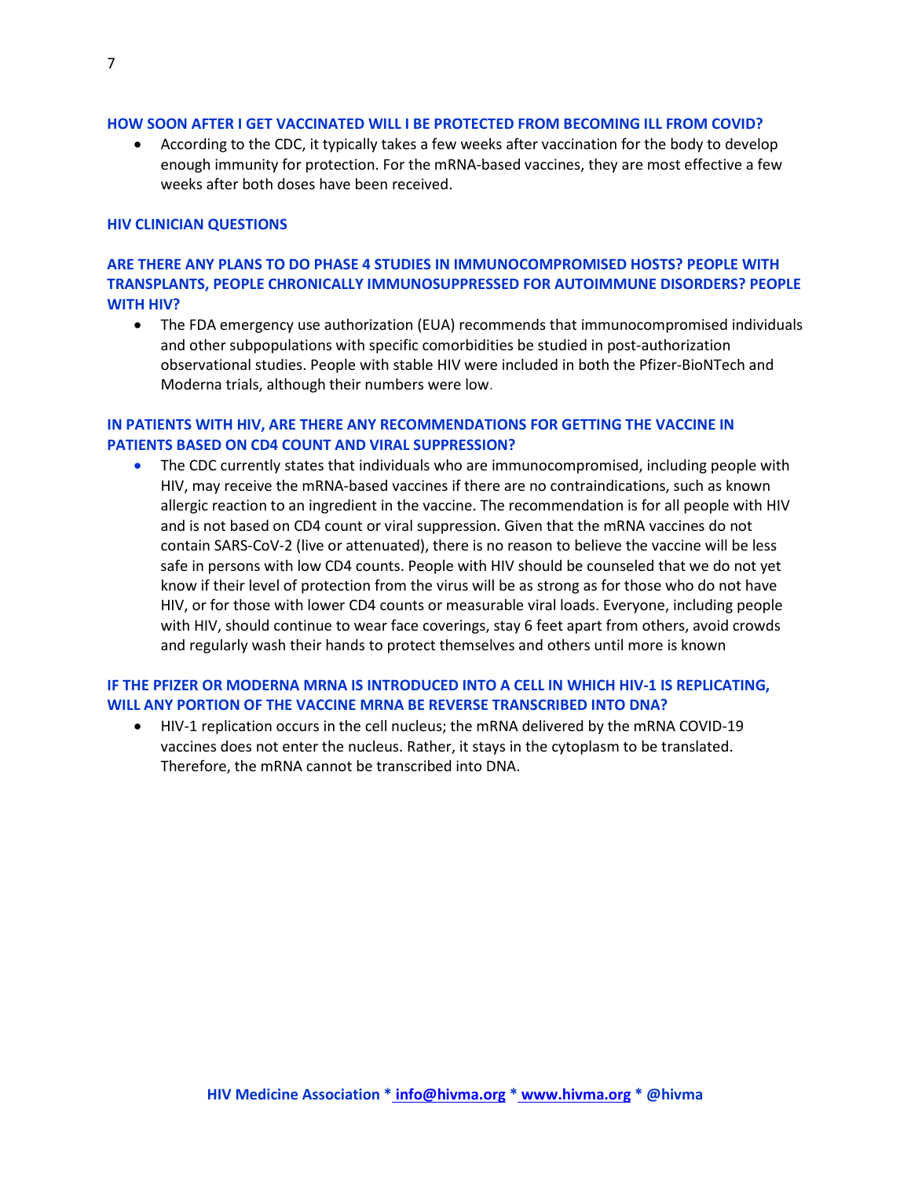### HOW SOON AFTER I GET VACCINATED WILL I BE PROTECTED FROM BECOMING ILL FROM COVID?

- According to the CDC, it typically takes a few weeks after vaccination for the body to develop enough immunity for protection. For the mRNA-based vaccines, they are most effective a few weeks after both doses have been received.

## HIV CLINICIAN QUESTIONS

### ARE THERE ANY PLANS TO DO PHASE 4 STUDIES IN IMMUNOCOMPROMISED HOSTS? PEOPLE WITH TRANSPLANTS, PEOPLE CHRONICALLY IMMUNOSUPPRESSED FOR AUTOIMMUNE DISORDERS? PEOPLE WITH HIV?

- The FDA emergency use authorization (EUA) recommends that immunocompromised individuals and other subpopulations with specific comorbidities be studied in post-authorization observational studies. People with stable HIV were included in both the Pfizer-BioNTech and Moderna trials, although their numbers were low.

### IN PATIENTS WITH HIV, ARE THERE ANY RECOMMENDATIONS FOR GETTING THE VACCINE IN PATIENTS BASED ON CD4 COUNT AND VIRAL SUPPRESSION?

- The CDC currently states that individuals who are immunocompromised, including people with HIV, may receive the mRNA-based vaccines if there are no contraindications, such as known allergic reaction to an ingredient in the vaccine. The recommendation is for all people with HIV and is not based on CD4 count or viral suppression. Given that the mRNA vaccines do not contain SARS-CoV-2 (live or attenuated), there is no reason to believe the vaccine will be less safe in persons with low CD4 counts. People with HIV should be counseled that we do not yet know if their level of protection from the virus will be as strong as for those who do not have HIV, or for those with lower CD4 counts or measurable viral loads. Everyone, including people with HIV, should continue to wear face coverings, stay 6 feet apart from others, avoid crowds and regularly wash their hands to protect themselves and others until more is known

### IF THE PFIZER OR MODERNA MRNA IS INTRODUCED INTO A CELL IN WHICH HIV-1 IS REPLICATING, WILL ANY PORTION OF THE VACCINE MRNA BE REVERSE TRANSCRIBED INTO DNA?

- HIV-1 replication occurs in the cell nucleus; the mRNA delivered by the mRNA COVID-19 vaccines does not enter the nucleus. Rather, it stays in the cytoplasm to be translated. Therefore, the mRNA cannot be transcribed into DNA.